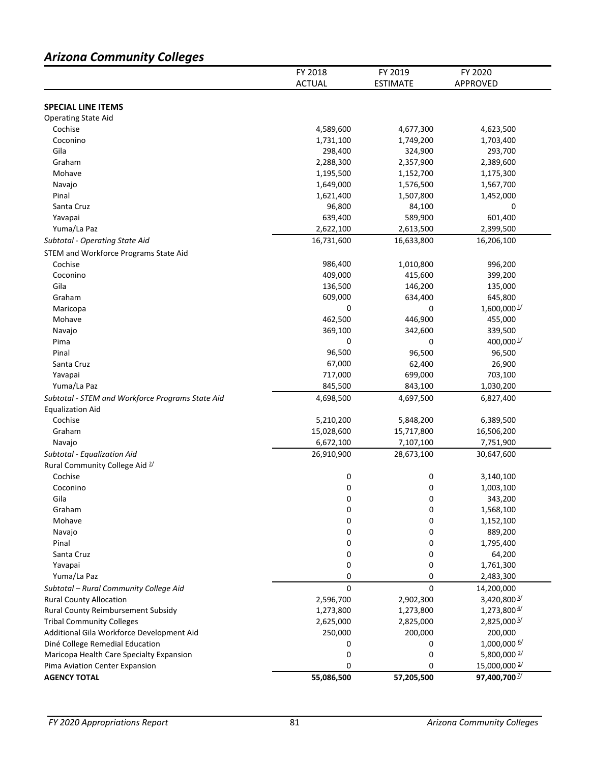## *Arizona Community Colleges*

| | FY 2018 ACTUAL | FY 2019 ESTIMATE | FY 2020 APPROVED |
|---|---|---|---|
| **SPECIAL LINE ITEMS** | | | |
| Operating State Aid | | | |
| Cochise | 4,589,600 | 4,677,300 | 4,623,500 |
| Coconino | 1,731,100 | 1,749,200 | 1,703,400 |
| Gila | 298,400 | 324,900 | 293,700 |
| Graham | 2,288,300 | 2,357,900 | 2,389,600 |
| Mohave | 1,195,500 | 1,152,700 | 1,175,300 |
| Navajo | 1,649,000 | 1,576,500 | 1,567,700 |
| Pinal | 1,621,400 | 1,507,800 | 1,452,000 |
| Santa Cruz | 96,800 | 84,100 | 0 |
| Yavapai | 639,400 | 589,900 | 601,400 |
| Yuma/La Paz | 2,622,100 | 2,613,500 | 2,399,500 |
| *Subtotal - Operating State Aid* | 16,731,600 | 16,633,800 | 16,206,100 |
| STEM and Workforce Programs State Aid | | | |
| Cochise | 986,400 | 1,010,800 | 996,200 |
| Coconino | 409,000 | 415,600 | 399,200 |
| Gila | 136,500 | 146,200 | 135,000 |
| Graham | 609,000 | 634,400 | 645,800 |
| Maricopa | 0 | 0 | 1,600,000 [1/] |
| Mohave | 462,500 | 446,900 | 455,000 |
| Navajo | 369,100 | 342,600 | 339,500 |
| Pima | 0 | 0 | 400,000 [1/] |
| Pinal | 96,500 | 96,500 | 96,500 |
| Santa Cruz | 67,000 | 62,400 | 26,900 |
| Yavapai | 717,000 | 699,000 | 703,100 |
| Yuma/La Paz | 845,500 | 843,100 | 1,030,200 |
| *Subtotal - STEM and Workforce Programs State Aid* | 4,698,500 | 4,697,500 | 6,827,400 |
| Equalization Aid | | | |
| Cochise | 5,210,200 | 5,848,200 | 6,389,500 |
| Graham | 15,028,600 | 15,717,800 | 16,506,200 |
| Navajo | 6,672,100 | 7,107,100 | 7,751,900 |
| *Subtotal - Equalization Aid* | 26,910,900 | 28,673,100 | 30,647,600 |
| Rural Community College Aid [2/] | | | |
| Cochise | 0 | 0 | 3,140,100 |
| Coconino | 0 | 0 | 1,003,100 |
| Gila | 0 | 0 | 343,200 |
| Graham | 0 | 0 | 1,568,100 |
| Mohave | 0 | 0 | 1,152,100 |
| Navajo | 0 | 0 | 889,200 |
| Pinal | 0 | 0 | 1,795,400 |
| Santa Cruz | 0 | 0 | 64,200 |
| Yavapai | 0 | 0 | 1,761,300 |
| Yuma/La Paz | 0 | 0 | 2,483,300 |
| *Subtotal – Rural Community College Aid* | 0 | 0 | 14,200,000 |
| Rural County Allocation | 2,596,700 | 2,902,300 | 3,420,800 [3/] |
| Rural County Reimbursement Subsidy | 1,273,800 | 1,273,800 | 1,273,800 [4/] |
| Tribal Community Colleges | 2,625,000 | 2,825,000 | 2,825,000 [5/] |
| Additional Gila Workforce Development Aid | 250,000 | 200,000 | 200,000 |
| Diné College Remedial Education | 0 | 0 | 1,000,000 [6/] |
| Maricopa Health Care Specialty Expansion | 0 | 0 | 5,800,000 [2/] |
| Pima Aviation Center Expansion | 0 | 0 | 15,000,000 [2/] |
| **AGENCY TOTAL** | **55,086,500** | **57,205,500** | **97,400,700** [7/] |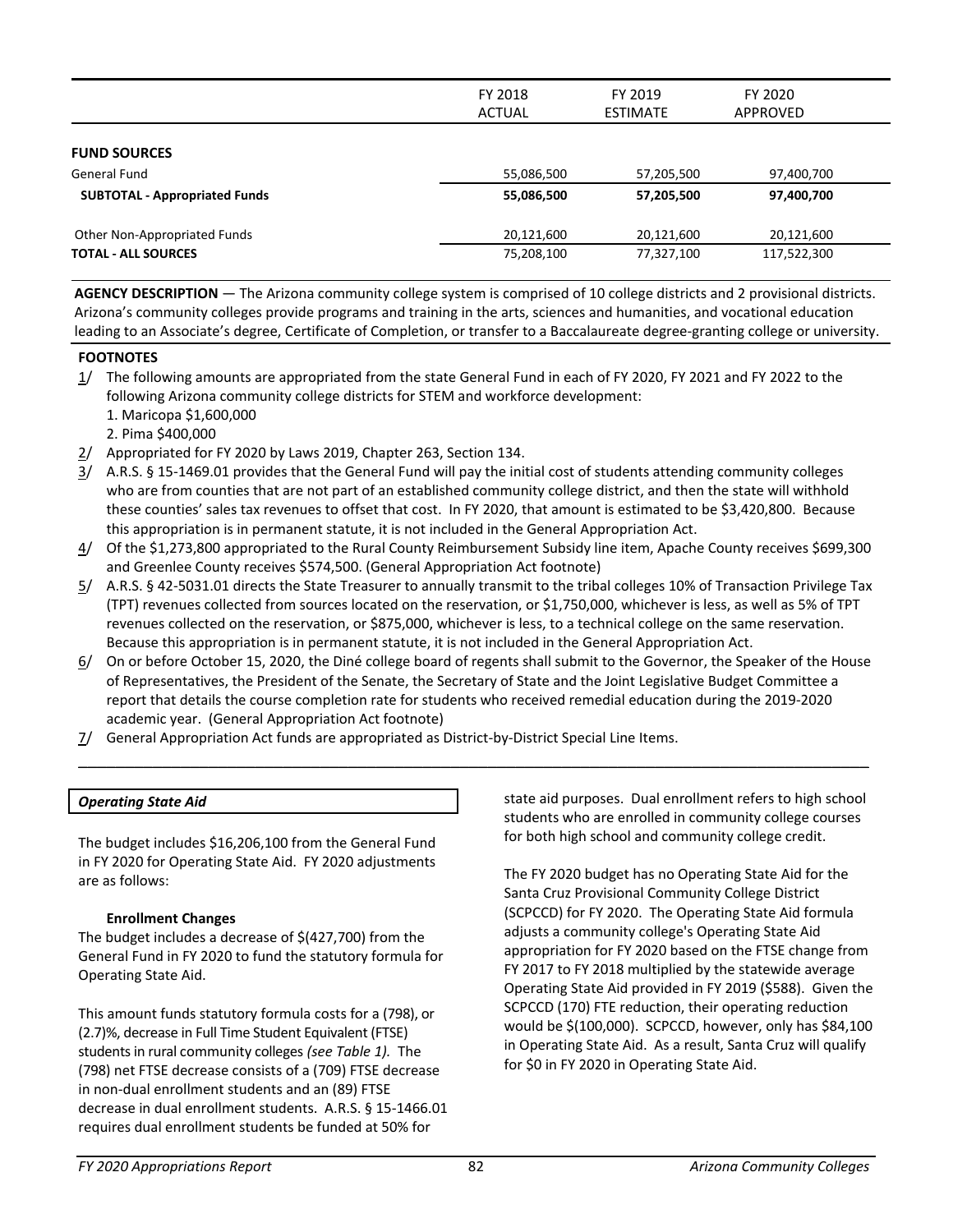| | FY 2018 ACTUAL | FY 2019 ESTIMATE | FY 2020 APPROVED |
|---|---|---|---|
| **FUND SOURCES** | | | |
| General Fund | 55,086,500 | 57,205,500 | 97,400,700 |
| **SUBTOTAL - Appropriated Funds** | **55,086,500** | **57,205,500** | **97,400,700** |
| Other Non-Appropriated Funds | 20,121,600 | 20,121,600 | 20,121,600 |
| **TOTAL - ALL SOURCES** | 75,208,100 | 77,327,100 | 117,522,300 |

**AGENCY DESCRIPTION** — The Arizona community college system is comprised of 10 college districts and 2 provisional districts. Arizona's community colleges provide programs and training in the arts, sciences and humanities, and vocational education leading to an Associate's degree, Certificate of Completion, or transfer to a Baccalaureate degree-granting college or university.

**FOOTNOTES**

1/ The following amounts are appropriated from the state General Fund in each of FY 2020, FY 2021 and FY 2022 to the following Arizona community college districts for STEM and workforce development:
   1. Maricopa $1,600,000
   2. Pima $400,000

2/ Appropriated for FY 2020 by Laws 2019, Chapter 263, Section 134.

3/ A.R.S. § 15-1469.01 provides that the General Fund will pay the initial cost of students attending community colleges who are from counties that are not part of an established community college district, and then the state will withhold these counties' sales tax revenues to offset that cost. In FY 2020, that amount is estimated to be $3,420,800. Because this appropriation is in permanent statute, it is not included in the General Appropriation Act.

4/ Of the $1,273,800 appropriated to the Rural County Reimbursement Subsidy line item, Apache County receives $699,300 and Greenlee County receives $574,500. (General Appropriation Act footnote)

5/ A.R.S. § 42-5031.01 directs the State Treasurer to annually transmit to the tribal colleges 10% of Transaction Privilege Tax (TPT) revenues collected from sources located on the reservation, or $1,750,000, whichever is less, as well as 5% of TPT revenues collected on the reservation, or $875,000, whichever is less, to a technical college on the same reservation. Because this appropriation is in permanent statute, it is not included in the General Appropriation Act.

6/ On or before October 15, 2020, the Diné college board of regents shall submit to the Governor, the Speaker of the House of Representatives, the President of the Senate, the Secretary of State and the Joint Legislative Budget Committee a report that details the course completion rate for students who received remedial education during the 2019-2020 academic year. (General Appropriation Act footnote)

7/ General Appropriation Act funds are appropriated as District-by-District Special Line Items.

### *Operating State Aid*

The budget includes $16,206,100 from the General Fund in FY 2020 for Operating State Aid. FY 2020 adjustments are as follows:

**Enrollment Changes**

The budget includes a decrease of $(427,700) from the General Fund in FY 2020 to fund the statutory formula for Operating State Aid.

This amount funds statutory formula costs for a (798), or (2.7)%, decrease in Full Time Student Equivalent (FTSE) students in rural community colleges *(see Table 1)*. The (798) net FTSE decrease consists of a (709) FTSE decrease in non-dual enrollment students and an (89) FTSE decrease in dual enrollment students. A.R.S. § 15-1466.01 requires dual enrollment students be funded at 50% for state aid purposes. Dual enrollment refers to high school students who are enrolled in community college courses for both high school and community college credit.

The FY 2020 budget has no Operating State Aid for the Santa Cruz Provisional Community College District (SCPCCD) for FY 2020. The Operating State Aid formula adjusts a community college's Operating State Aid appropriation for FY 2020 based on the FTSE change from FY 2017 to FY 2018 multiplied by the statewide average Operating State Aid provided in FY 2019 ($588). Given the SCPCCD (170) FTE reduction, their operating reduction would be $(100,000). SCPCCD, however, only has $84,100 in Operating State Aid. As a result, Santa Cruz will qualify for $0 in FY 2020 in Operating State Aid.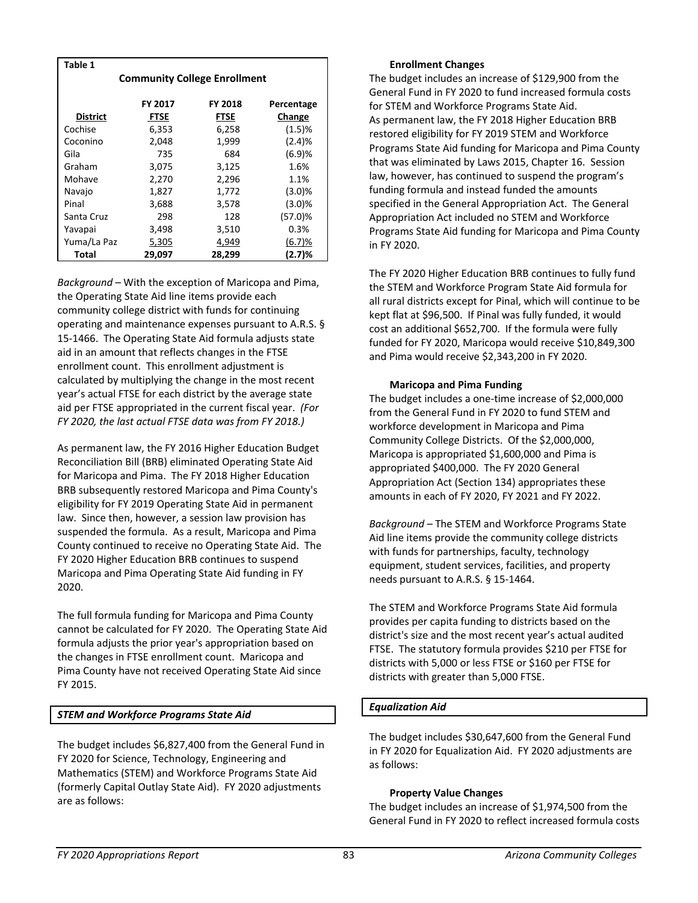**Table 1**

**Community College Enrollment**

| District | FY 2017 FTSE | FY 2018 FTSE | Percentage Change |
|---|---|---|---|
| Cochise | 6,353 | 6,258 | (1.5)% |
| Coconino | 2,048 | 1,999 | (2.4)% |
| Gila | 735 | 684 | (6.9)% |
| Graham | 3,075 | 3,125 | 1.6% |
| Mohave | 2,270 | 2,296 | 1.1% |
| Navajo | 1,827 | 1,772 | (3.0)% |
| Pinal | 3,688 | 3,578 | (3.0)% |
| Santa Cruz | 298 | 128 | (57.0)% |
| Yavapai | 3,498 | 3,510 | 0.3% |
| Yuma/La Paz | 5,305 | 4,949 | (6.7)% |
| **Total** | **29,097** | **28,299** | **(2.7)%** |

*Background* – With the exception of Maricopa and Pima, the Operating State Aid line items provide each community college district with funds for continuing operating and maintenance expenses pursuant to A.R.S. § 15-1466. The Operating State Aid formula adjusts state aid in an amount that reflects changes in the FTSE enrollment count. This enrollment adjustment is calculated by multiplying the change in the most recent year's actual FTSE for each district by the average state aid per FTSE appropriated in the current fiscal year. *(For FY 2020, the last actual FTSE data was from FY 2018.)*

As permanent law, the FY 2016 Higher Education Budget Reconciliation Bill (BRB) eliminated Operating State Aid for Maricopa and Pima. The FY 2018 Higher Education BRB subsequently restored Maricopa and Pima County's eligibility for FY 2019 Operating State Aid in permanent law. Since then, however, a session law provision has suspended the formula. As a result, Maricopa and Pima County continued to receive no Operating State Aid. The FY 2020 Higher Education BRB continues to suspend Maricopa and Pima Operating State Aid funding in FY 2020.

The full formula funding for Maricopa and Pima County cannot be calculated for FY 2020. The Operating State Aid formula adjusts the prior year's appropriation based on the changes in FTSE enrollment count. Maricopa and Pima County have not received Operating State Aid since FY 2015.

### *STEM and Workforce Programs State Aid*

The budget includes $6,827,400 from the General Fund in FY 2020 for Science, Technology, Engineering and Mathematics (STEM) and Workforce Programs State Aid (formerly Capital Outlay State Aid). FY 2020 adjustments are as follows:

**Enrollment Changes**

The budget includes an increase of $129,900 from the General Fund in FY 2020 to fund increased formula costs for STEM and Workforce Programs State Aid.

As permanent law, the FY 2018 Higher Education BRB restored eligibility for FY 2019 STEM and Workforce Programs State Aid funding for Maricopa and Pima County that was eliminated by Laws 2015, Chapter 16. Session law, however, has continued to suspend the program's funding formula and instead funded the amounts specified in the General Appropriation Act. The General Appropriation Act included no STEM and Workforce Programs State Aid funding for Maricopa and Pima County in FY 2020.

The FY 2020 Higher Education BRB continues to fully fund the STEM and Workforce Program State Aid formula for all rural districts except for Pinal, which will continue to be kept flat at $96,500. If Pinal was fully funded, it would cost an additional $652,700. If the formula were fully funded for FY 2020, Maricopa would receive $10,849,300 and Pima would receive $2,343,200 in FY 2020.

**Maricopa and Pima Funding**

The budget includes a one-time increase of $2,000,000 from the General Fund in FY 2020 to fund STEM and workforce development in Maricopa and Pima Community College Districts. Of the $2,000,000, Maricopa is appropriated $1,600,000 and Pima is appropriated $400,000. The FY 2020 General Appropriation Act (Section 134) appropriates these amounts in each of FY 2020, FY 2021 and FY 2022.

*Background* – The STEM and Workforce Programs State Aid line items provide the community college districts with funds for partnerships, faculty, technology equipment, student services, facilities, and property needs pursuant to A.R.S. § 15-1464.

The STEM and Workforce Programs State Aid formula provides per capita funding to districts based on the district's size and the most recent year's actual audited FTSE. The statutory formula provides $210 per FTSE for districts with 5,000 or less FTSE or $160 per FTSE for districts with greater than 5,000 FTSE.

### *Equalization Aid*

The budget includes $30,647,600 from the General Fund in FY 2020 for Equalization Aid. FY 2020 adjustments are as follows:

**Property Value Changes**

The budget includes an increase of $1,974,500 from the General Fund in FY 2020 to reflect increased formula costs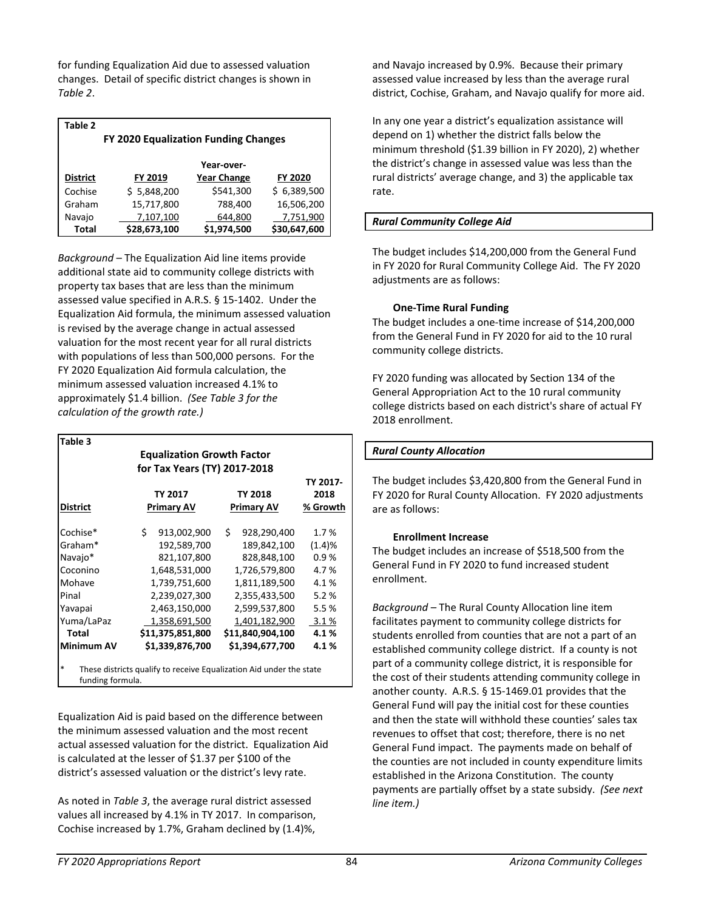for funding Equalization Aid due to assessed valuation changes. Detail of specific district changes is shown in *Table 2*.

**Table 2**

**FY 2020 Equalization Funding Changes**

| District | FY 2019 | Year-over-Year Change | FY 2020 |
|---|---|---|---|
| Cochise | $ 5,848,200 | $541,300 | $ 6,389,500 |
| Graham | 15,717,800 | 788,400 | 16,506,200 |
| Navajo | 7,107,100 | 644,800 | 7,751,900 |
| **Total** | **$28,673,100** | **$1,974,500** | **$30,647,600** |

*Background* – The Equalization Aid line items provide additional state aid to community college districts with property tax bases that are less than the minimum assessed value specified in A.R.S. § 15-1402. Under the Equalization Aid formula, the minimum assessed valuation is revised by the average change in actual assessed valuation for the most recent year for all rural districts with populations of less than 500,000 persons. For the FY 2020 Equalization Aid formula calculation, the minimum assessed valuation increased 4.1% to approximately $1.4 billion. *(See Table 3 for the calculation of the growth rate.)*

**Table 3**

**Equalization Growth Factor for Tax Years (TY) 2017-2018**

| District | TY 2017 Primary AV | TY 2018 Primary AV | TY 2017-2018 % Growth |
|---|---|---|---|
| Cochise* | $ 913,002,900 | $ 928,290,400 | 1.7 % |
| Graham* | 192,589,700 | 189,842,100 | (1.4)% |
| Navajo* | 821,107,800 | 828,848,100 | 0.9 % |
| Coconino | 1,648,531,000 | 1,726,579,800 | 4.7 % |
| Mohave | 1,739,751,600 | 1,811,189,500 | 4.1 % |
| Pinal | 2,239,027,300 | 2,355,433,500 | 5.2 % |
| Yavapai | 2,463,150,000 | 2,599,537,800 | 5.5 % |
| Yuma/LaPaz | 1,358,691,500 | 1,401,182,900 | 3.1 % |
| **Total** | **$11,375,851,800** | **$11,840,904,100** | **4.1 %** |
| **Minimum AV** | **$1,339,876,700** | **$1,394,677,700** | **4.1 %** |

\* These districts qualify to receive Equalization Aid under the state funding formula.

Equalization Aid is paid based on the difference between the minimum assessed valuation and the most recent actual assessed valuation for the district. Equalization Aid is calculated at the lesser of $1.37 per $100 of the district's assessed valuation or the district's levy rate.

As noted in *Table 3*, the average rural district assessed values all increased by 4.1% in TY 2017. In comparison, Cochise increased by 1.7%, Graham declined by (1.4)%, and Navajo increased by 0.9%. Because their primary assessed value increased by less than the average rural district, Cochise, Graham, and Navajo qualify for more aid.

In any one year a district's equalization assistance will depend on 1) whether the district falls below the minimum threshold ($1.39 billion in FY 2020), 2) whether the district's change in assessed value was less than the rural districts' average change, and 3) the applicable tax rate.

***Rural Community College Aid***

The budget includes $14,200,000 from the General Fund in FY 2020 for Rural Community College Aid. The FY 2020 adjustments are as follows:

**One-Time Rural Funding**

The budget includes a one-time increase of $14,200,000 from the General Fund in FY 2020 for aid to the 10 rural community college districts.

FY 2020 funding was allocated by Section 134 of the General Appropriation Act to the 10 rural community college districts based on each district's share of actual FY 2018 enrollment.

***Rural County Allocation***

The budget includes $3,420,800 from the General Fund in FY 2020 for Rural County Allocation. FY 2020 adjustments are as follows:

**Enrollment Increase**

The budget includes an increase of $518,500 from the General Fund in FY 2020 to fund increased student enrollment.

*Background* – The Rural County Allocation line item facilitates payment to community college districts for students enrolled from counties that are not a part of an established community college district. If a county is not part of a community college district, it is responsible for the cost of their students attending community college in another county. A.R.S. § 15-1469.01 provides that the General Fund will pay the initial cost for these counties and then the state will withhold these counties' sales tax revenues to offset that cost; therefore, there is no net General Fund impact. The payments made on behalf of the counties are not included in county expenditure limits established in the Arizona Constitution. The county payments are partially offset by a state subsidy. *(See next line item.)*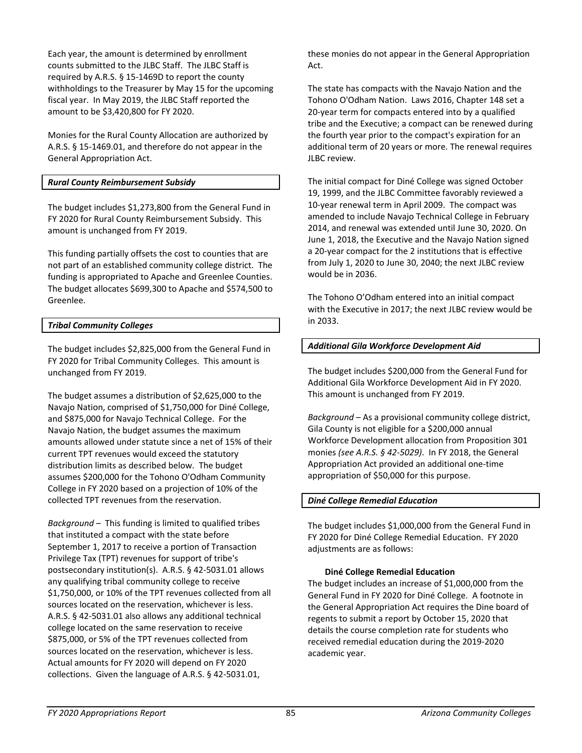Each year, the amount is determined by enrollment counts submitted to the JLBC Staff. The JLBC Staff is required by A.R.S. § 15-1469D to report the county withholdings to the Treasurer by May 15 for the upcoming fiscal year. In May 2019, the JLBC Staff reported the amount to be $3,420,800 for FY 2020.

Monies for the Rural County Allocation are authorized by A.R.S. § 15-1469.01, and therefore do not appear in the General Appropriation Act.

### *Rural County Reimbursement Subsidy*

The budget includes $1,273,800 from the General Fund in FY 2020 for Rural County Reimbursement Subsidy. This amount is unchanged from FY 2019.

This funding partially offsets the cost to counties that are not part of an established community college district. The funding is appropriated to Apache and Greenlee Counties. The budget allocates $699,300 to Apache and $574,500 to Greenlee.

### *Tribal Community Colleges*

The budget includes $2,825,000 from the General Fund in FY 2020 for Tribal Community Colleges. This amount is unchanged from FY 2019.

The budget assumes a distribution of $2,625,000 to the Navajo Nation, comprised of $1,750,000 for Diné College, and $875,000 for Navajo Technical College. For the Navajo Nation, the budget assumes the maximum amounts allowed under statute since a net of 15% of their current TPT revenues would exceed the statutory distribution limits as described below. The budget assumes $200,000 for the Tohono O'Odham Community College in FY 2020 based on a projection of 10% of the collected TPT revenues from the reservation.

*Background* – This funding is limited to qualified tribes that instituted a compact with the state before September 1, 2017 to receive a portion of Transaction Privilege Tax (TPT) revenues for support of tribe's postsecondary institution(s). A.R.S. § 42-5031.01 allows any qualifying tribal community college to receive $1,750,000, or 10% of the TPT revenues collected from all sources located on the reservation, whichever is less. A.R.S. § 42-5031.01 also allows any additional technical college located on the same reservation to receive $875,000, or 5% of the TPT revenues collected from sources located on the reservation, whichever is less. Actual amounts for FY 2020 will depend on FY 2020 collections. Given the language of A.R.S. § 42-5031.01, these monies do not appear in the General Appropriation Act.

The state has compacts with the Navajo Nation and the Tohono O'Odham Nation. Laws 2016, Chapter 148 set a 20-year term for compacts entered into by a qualified tribe and the Executive; a compact can be renewed during the fourth year prior to the compact's expiration for an additional term of 20 years or more. The renewal requires JLBC review.

The initial compact for Diné College was signed October 19, 1999, and the JLBC Committee favorably reviewed a 10-year renewal term in April 2009. The compact was amended to include Navajo Technical College in February 2014, and renewal was extended until June 30, 2020. On June 1, 2018, the Executive and the Navajo Nation signed a 20-year compact for the 2 institutions that is effective from July 1, 2020 to June 30, 2040; the next JLBC review would be in 2036.

The Tohono O'Odham entered into an initial compact with the Executive in 2017; the next JLBC review would be in 2033.

### *Additional Gila Workforce Development Aid*

The budget includes $200,000 from the General Fund for Additional Gila Workforce Development Aid in FY 2020. This amount is unchanged from FY 2019.

*Background* – As a provisional community college district, Gila County is not eligible for a $200,000 annual Workforce Development allocation from Proposition 301 monies *(see A.R.S. § 42-5029)*. In FY 2018, the General Appropriation Act provided an additional one-time appropriation of $50,000 for this purpose.

### *Diné College Remedial Education*

The budget includes $1,000,000 from the General Fund in FY 2020 for Diné College Remedial Education. FY 2020 adjustments are as follows:

**Diné College Remedial Education**
The budget includes an increase of $1,000,000 from the General Fund in FY 2020 for Diné College. A footnote in the General Appropriation Act requires the Dine board of regents to submit a report by October 15, 2020 that details the course completion rate for students who received remedial education during the 2019-2020 academic year.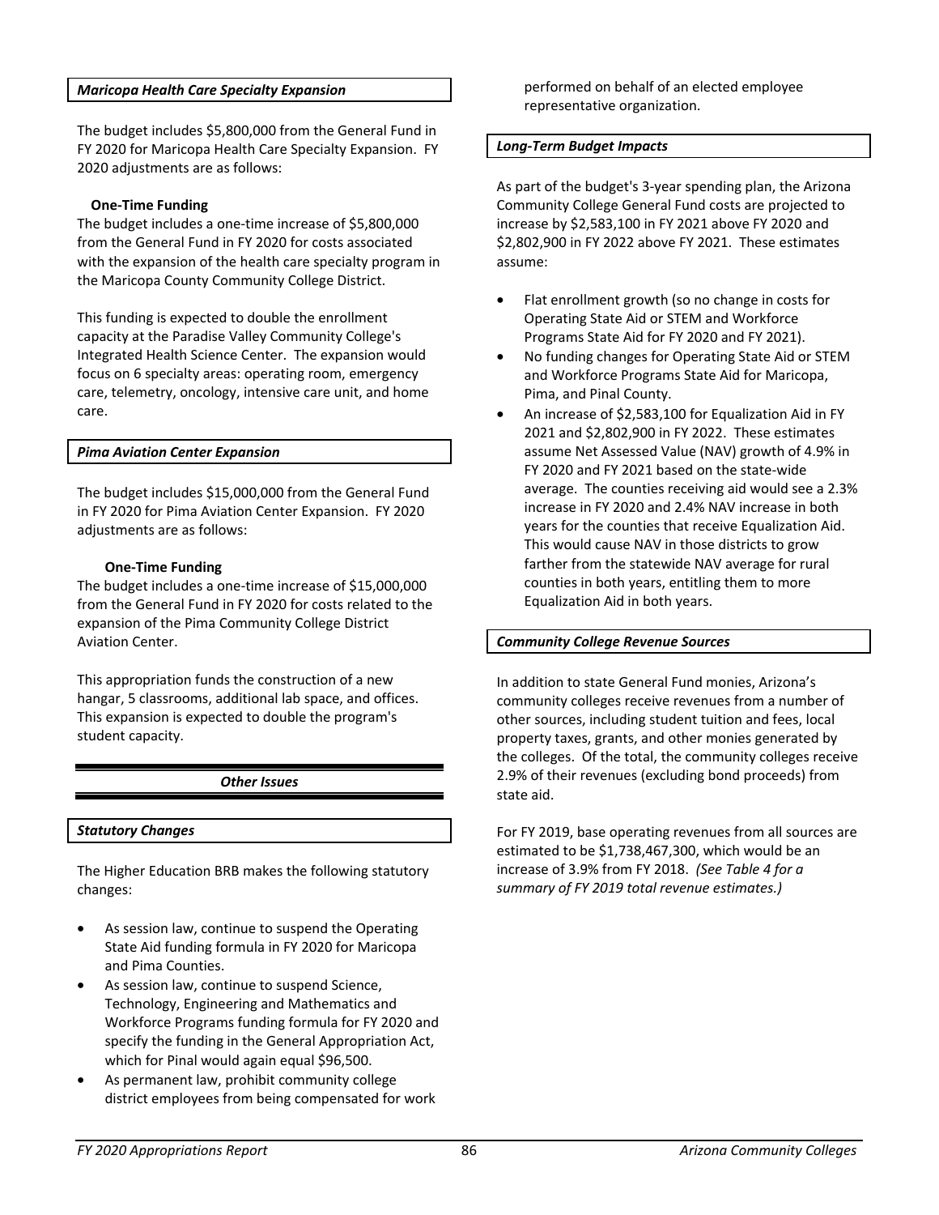### *Maricopa Health Care Specialty Expansion*

The budget includes $5,800,000 from the General Fund in FY 2020 for Maricopa Health Care Specialty Expansion. FY 2020 adjustments are as follows:

**One-Time Funding**

The budget includes a one-time increase of $5,800,000 from the General Fund in FY 2020 for costs associated with the expansion of the health care specialty program in the Maricopa County Community College District.

This funding is expected to double the enrollment capacity at the Paradise Valley Community College's Integrated Health Science Center. The expansion would focus on 6 specialty areas: operating room, emergency care, telemetry, oncology, intensive care unit, and home care.

### *Pima Aviation Center Expansion*

The budget includes $15,000,000 from the General Fund in FY 2020 for Pima Aviation Center Expansion. FY 2020 adjustments are as follows:

**One-Time Funding**

The budget includes a one-time increase of $15,000,000 from the General Fund in FY 2020 for costs related to the expansion of the Pima Community College District Aviation Center.

This appropriation funds the construction of a new hangar, 5 classrooms, additional lab space, and offices. This expansion is expected to double the program's student capacity.

## *Other Issues*

### *Statutory Changes*

The Higher Education BRB makes the following statutory changes:

- As session law, continue to suspend the Operating State Aid funding formula in FY 2020 for Maricopa and Pima Counties.
- As session law, continue to suspend Science, Technology, Engineering and Mathematics and Workforce Programs funding formula for FY 2020 and specify the funding in the General Appropriation Act, which for Pinal would again equal $96,500.
- As permanent law, prohibit community college district employees from being compensated for work performed on behalf of an elected employee representative organization.

### *Long-Term Budget Impacts*

As part of the budget's 3-year spending plan, the Arizona Community College General Fund costs are projected to increase by $2,583,100 in FY 2021 above FY 2020 and $2,802,900 in FY 2022 above FY 2021. These estimates assume:

- Flat enrollment growth (so no change in costs for Operating State Aid or STEM and Workforce Programs State Aid for FY 2020 and FY 2021).
- No funding changes for Operating State Aid or STEM and Workforce Programs State Aid for Maricopa, Pima, and Pinal County.
- An increase of $2,583,100 for Equalization Aid in FY 2021 and $2,802,900 in FY 2022. These estimates assume Net Assessed Value (NAV) growth of 4.9% in FY 2020 and FY 2021 based on the state-wide average. The counties receiving aid would see a 2.3% increase in FY 2020 and 2.4% NAV increase in both years for the counties that receive Equalization Aid. This would cause NAV in those districts to grow farther from the statewide NAV average for rural counties in both years, entitling them to more Equalization Aid in both years.

### *Community College Revenue Sources*

In addition to state General Fund monies, Arizona's community colleges receive revenues from a number of other sources, including student tuition and fees, local property taxes, grants, and other monies generated by the colleges. Of the total, the community colleges receive 2.9% of their revenues (excluding bond proceeds) from state aid.

For FY 2019, base operating revenues from all sources are estimated to be $1,738,467,300, which would be an increase of 3.9% from FY 2018. *(See Table 4 for a summary of FY 2019 total revenue estimates.)*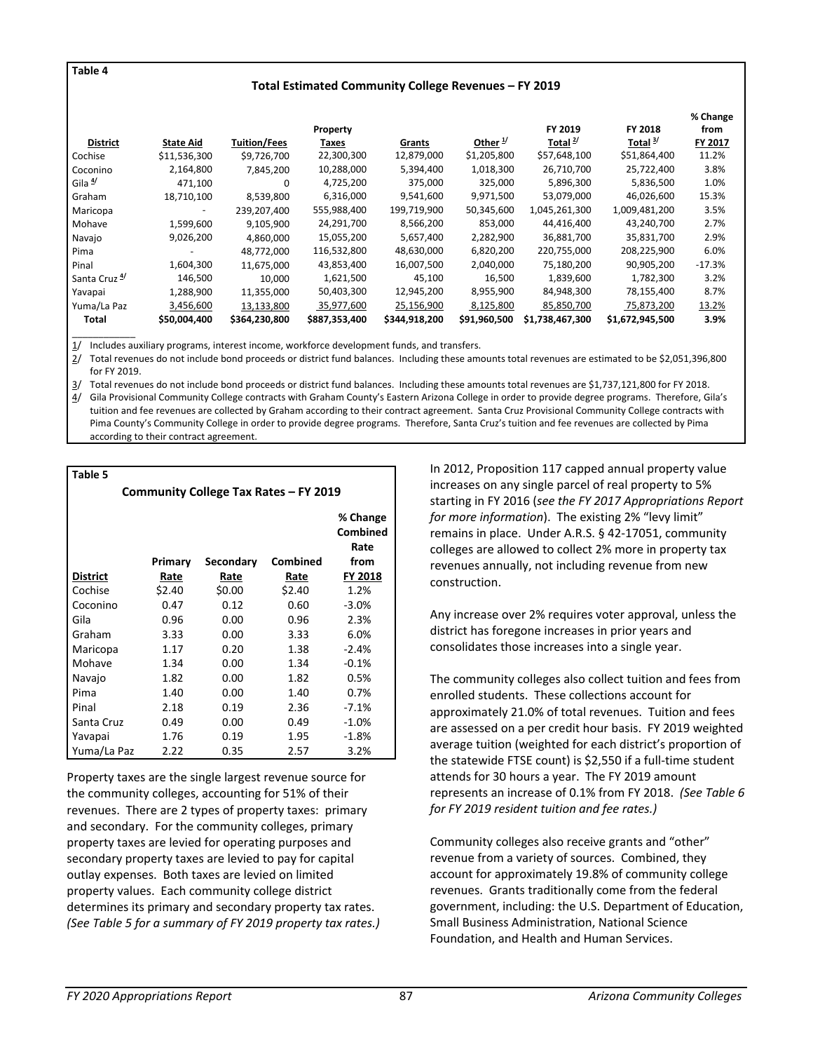**Table 4**

**Total Estimated Community College Revenues – FY 2019**

| District | State Aid | Tuition/Fees | Property Taxes | Grants | Other [1/] | FY 2019 Total [2/] | FY 2018 Total [3/] | % Change from FY 2017 |
|---|---|---|---|---|---|---|---|---|
| Cochise | $11,536,300 | $9,726,700 | 22,300,300 | 12,879,000 | $1,205,800 | $57,648,100 | $51,864,400 | 11.2% |
| Coconino | 2,164,800 | 7,845,200 | 10,288,000 | 5,394,400 | 1,018,300 | 26,710,700 | 25,722,400 | 3.8% |
| Gila [4/] | 471,100 | 0 | 4,725,200 | 375,000 | 325,000 | 5,896,300 | 5,836,500 | 1.0% |
| Graham | 18,710,100 | 8,539,800 | 6,316,000 | 9,541,600 | 9,971,500 | 53,079,000 | 46,026,600 | 15.3% |
| Maricopa | - | 239,207,400 | 555,988,400 | 199,719,900 | 50,345,600 | 1,045,261,300 | 1,009,481,200 | 3.5% |
| Mohave | 1,599,600 | 9,105,900 | 24,291,700 | 8,566,200 | 853,000 | 44,416,400 | 43,240,700 | 2.7% |
| Navajo | 9,026,200 | 4,860,000 | 15,055,200 | 5,657,400 | 2,282,900 | 36,881,700 | 35,831,700 | 2.9% |
| Pima | - | 48,772,000 | 116,532,800 | 48,630,000 | 6,820,200 | 220,755,000 | 208,225,900 | 6.0% |
| Pinal | 1,604,300 | 11,675,000 | 43,853,400 | 16,007,500 | 2,040,000 | 75,180,200 | 90,905,200 | -17.3% |
| Santa Cruz [4/] | 146,500 | 10,000 | 1,621,500 | 45,100 | 16,500 | 1,839,600 | 1,782,300 | 3.2% |
| Yavapai | 1,288,900 | 11,355,000 | 50,403,300 | 12,945,200 | 8,955,900 | 84,948,300 | 78,155,400 | 8.7% |
| Yuma/La Paz | 3,456,600 | 13,133,800 | 35,977,600 | 25,156,900 | 8,125,800 | 85,850,700 | 75,873,200 | 13.2% |
| **Total** | **$50,004,400** | **$364,230,800** | **$887,353,400** | **$344,918,200** | **$91,960,500** | **$1,738,467,300** | **$1,672,945,500** | **3.9%** |

1/ Includes auxiliary programs, interest income, workforce development funds, and transfers.

2/ Total revenues do not include bond proceeds or district fund balances. Including these amounts total revenues are estimated to be $2,051,396,800 for FY 2019.

3/ Total revenues do not include bond proceeds or district fund balances. Including these amounts total revenues are $1,737,121,800 for FY 2018.

4/ Gila Provisional Community College contracts with Graham County's Eastern Arizona College in order to provide degree programs. Therefore, Gila's tuition and fee revenues are collected by Graham according to their contract agreement. Santa Cruz Provisional Community College contracts with Pima County's Community College in order to provide degree programs. Therefore, Santa Cruz's tuition and fee revenues are collected by Pima according to their contract agreement.

**Table 5**

**Community College Tax Rates – FY 2019**

| District | Primary Rate | Secondary Rate | Combined Rate | % Change Combined Rate from FY 2018 |
|---|---|---|---|---|
| Cochise | $2.40 | $0.00 | $2.40 | 1.2% |
| Coconino | 0.47 | 0.12 | 0.60 | -3.0% |
| Gila | 0.96 | 0.00 | 0.96 | 2.3% |
| Graham | 3.33 | 0.00 | 3.33 | 6.0% |
| Maricopa | 1.17 | 0.20 | 1.38 | -2.4% |
| Mohave | 1.34 | 0.00 | 1.34 | -0.1% |
| Navajo | 1.82 | 0.00 | 1.82 | 0.5% |
| Pima | 1.40 | 0.00 | 1.40 | 0.7% |
| Pinal | 2.18 | 0.19 | 2.36 | -7.1% |
| Santa Cruz | 0.49 | 0.00 | 0.49 | -1.0% |
| Yavapai | 1.76 | 0.19 | 1.95 | -1.8% |
| Yuma/La Paz | 2.22 | 0.35 | 2.57 | 3.2% |

Property taxes are the single largest revenue source for the community colleges, accounting for 51% of their revenues. There are 2 types of property taxes: primary and secondary. For the community colleges, primary property taxes are levied for operating purposes and secondary property taxes are levied to pay for capital outlay expenses. Both taxes are levied on limited property values. Each community college district determines its primary and secondary property tax rates. *(See Table 5 for a summary of FY 2019 property tax rates.)*

In 2012, Proposition 117 capped annual property value increases on any single parcel of real property to 5% starting in FY 2016 (*see the FY 2017 Appropriations Report for more information*). The existing 2% "levy limit" remains in place. Under A.R.S. § 42-17051, community colleges are allowed to collect 2% more in property tax revenues annually, not including revenue from new construction.

Any increase over 2% requires voter approval, unless the district has foregone increases in prior years and consolidates those increases into a single year.

The community colleges also collect tuition and fees from enrolled students. These collections account for approximately 21.0% of total revenues. Tuition and fees are assessed on a per credit hour basis. FY 2019 weighted average tuition (weighted for each district's proportion of the statewide FTSE count) is $2,550 if a full-time student attends for 30 hours a year. The FY 2019 amount represents an increase of 0.1% from FY 2018. *(See Table 6 for FY 2019 resident tuition and fee rates.)*

Community colleges also receive grants and "other" revenue from a variety of sources. Combined, they account for approximately 19.8% of community college revenues. Grants traditionally come from the federal government, including: the U.S. Department of Education, Small Business Administration, National Science Foundation, and Health and Human Services.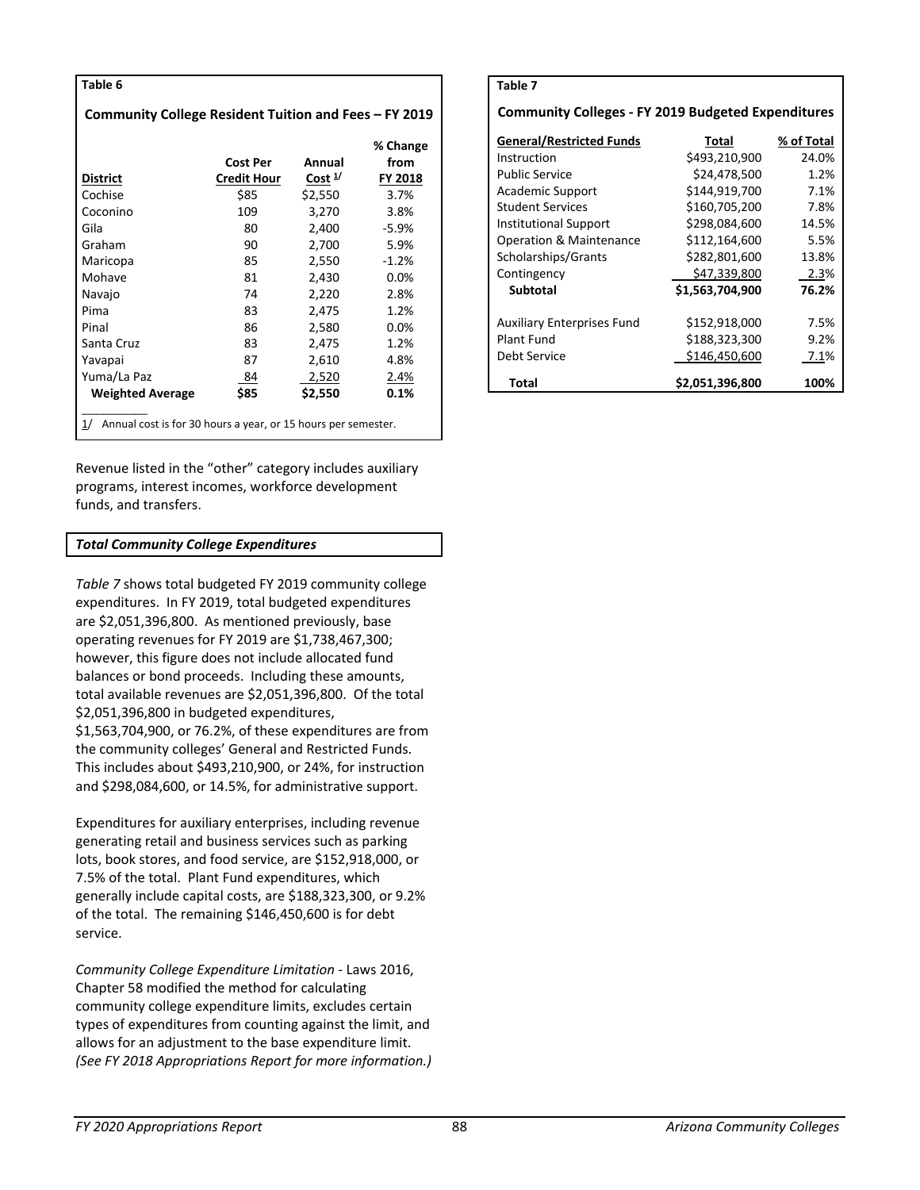**Table 6**

**Community College Resident Tuition and Fees – FY 2019**

| District | Cost Per Credit Hour | Annual Cost [1/] | % Change from FY 2018 |
|---|---|---|---|
| Cochise | $85 | $2,550 | 3.7% |
| Coconino | 109 | 3,270 | 3.8% |
| Gila | 80 | 2,400 | -5.9% |
| Graham | 90 | 2,700 | 5.9% |
| Maricopa | 85 | 2,550 | -1.2% |
| Mohave | 81 | 2,430 | 0.0% |
| Navajo | 74 | 2,220 | 2.8% |
| Pima | 83 | 2,475 | 1.2% |
| Pinal | 86 | 2,580 | 0.0% |
| Santa Cruz | 83 | 2,475 | 1.2% |
| Yavapai | 87 | 2,610 | 4.8% |
| Yuma/La Paz | 84 | 2,520 | 2.4% |
| **Weighted Average** | **$85** | **$2,550** | **0.1%** |

1/ Annual cost is for 30 hours a year, or 15 hours per semester.

Revenue listed in the "other" category includes auxiliary programs, interest incomes, workforce development funds, and transfers.

### *Total Community College Expenditures*

*Table 7* shows total budgeted FY 2019 community college expenditures. In FY 2019, total budgeted expenditures are $2,051,396,800. As mentioned previously, base operating revenues for FY 2019 are $1,738,467,300; however, this figure does not include allocated fund balances or bond proceeds. Including these amounts, total available revenues are $2,051,396,800. Of the total $2,051,396,800 in budgeted expenditures, $1,563,704,900, or 76.2%, of these expenditures are from the community colleges' General and Restricted Funds. This includes about $493,210,900, or 24%, for instruction and $298,084,600, or 14.5%, for administrative support.

Expenditures for auxiliary enterprises, including revenue generating retail and business services such as parking lots, book stores, and food service, are $152,918,000, or 7.5% of the total. Plant Fund expenditures, which generally include capital costs, are $188,323,300, or 9.2% of the total. The remaining $146,450,600 is for debt service.

*Community College Expenditure Limitation* - Laws 2016, Chapter 58 modified the method for calculating community college expenditure limits, excludes certain types of expenditures from counting against the limit, and allows for an adjustment to the base expenditure limit. *(See FY 2018 Appropriations Report for more information.)*

**Table 7**

**Community Colleges - FY 2019 Budgeted Expenditures**

| General/Restricted Funds | Total | % of Total |
|---|---|---|
| Instruction | $493,210,900 | 24.0% |
| Public Service | $24,478,500 | 1.2% |
| Academic Support | $144,919,700 | 7.1% |
| Student Services | $160,705,200 | 7.8% |
| Institutional Support | $298,084,600 | 14.5% |
| Operation & Maintenance | $112,164,600 | 5.5% |
| Scholarships/Grants | $282,801,600 | 13.8% |
| Contingency | $47,339,800 | 2.3% |
| **Subtotal** | **$1,563,704,900** | **76.2%** |
| | | |
| Auxiliary Enterprises Fund | $152,918,000 | 7.5% |
| Plant Fund | $188,323,300 | 9.2% |
| Debt Service | $146,450,600 | 7.1% |
| **Total** | **$2,051,396,800** | **100%** |